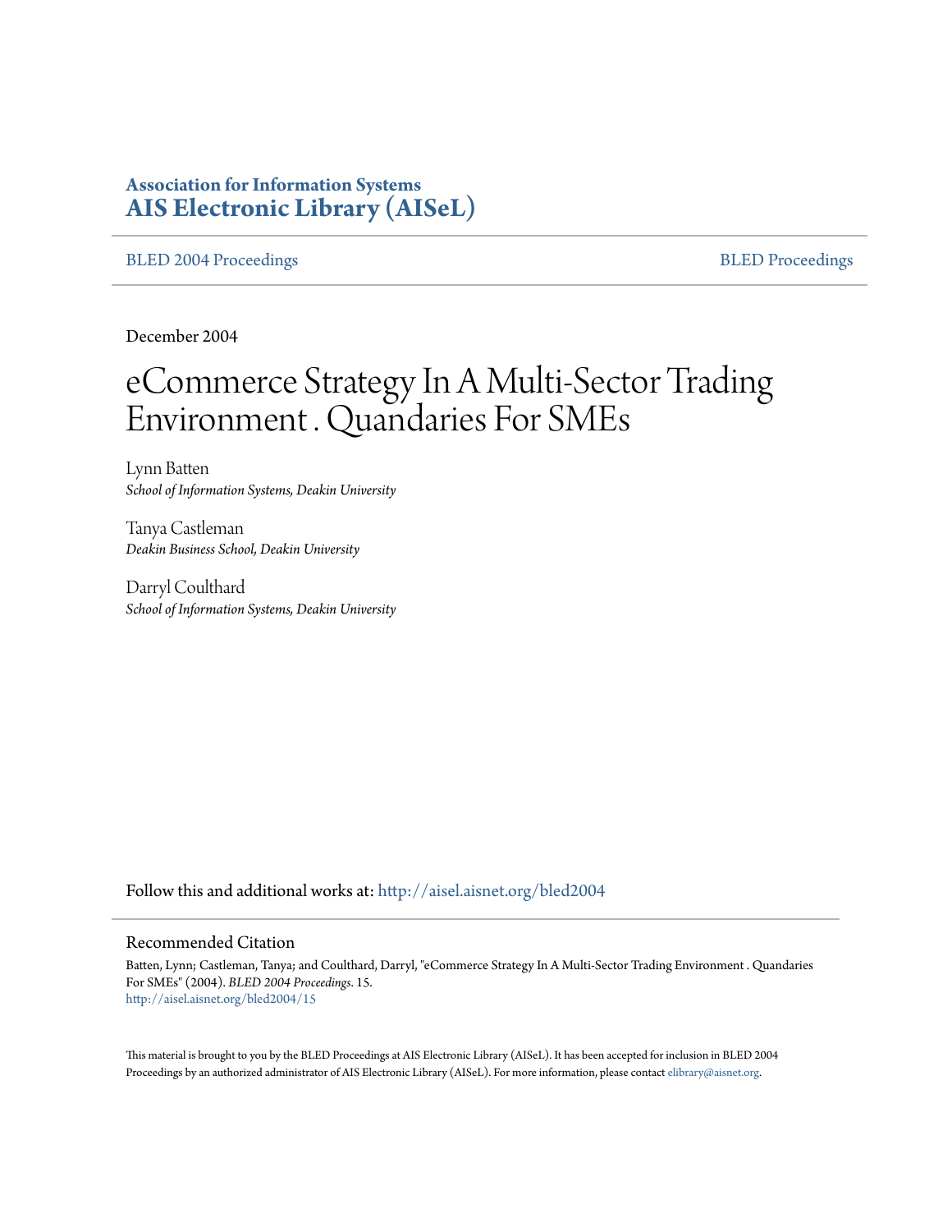**Association for Information Systems**
**AIS Electronic Library (AISeL)**

BLED 2004 Proceedings | BLED Proceedings

December 2004

# eCommerce Strategy In A Multi-Sector Trading Environment . Quandaries For SMEs

Lynn Batten
*School of Information Systems, Deakin University*

Tanya Castleman
*Deakin Business School, Deakin University*

Darryl Coulthard
*School of Information Systems, Deakin University*

Follow this and additional works at: http://aisel.aisnet.org/bled2004

## Recommended Citation

Batten, Lynn; Castleman, Tanya; and Coulthard, Darryl, "eCommerce Strategy In A Multi-Sector Trading Environment . Quandaries For SMEs" (2004). *BLED 2004 Proceedings*. 15.
http://aisel.aisnet.org/bled2004/15

This material is brought to you by the BLED Proceedings at AIS Electronic Library (AISeL). It has been accepted for inclusion in BLED 2004 Proceedings by an authorized administrator of AIS Electronic Library (AISeL). For more information, please contact elibrary@aisnet.org.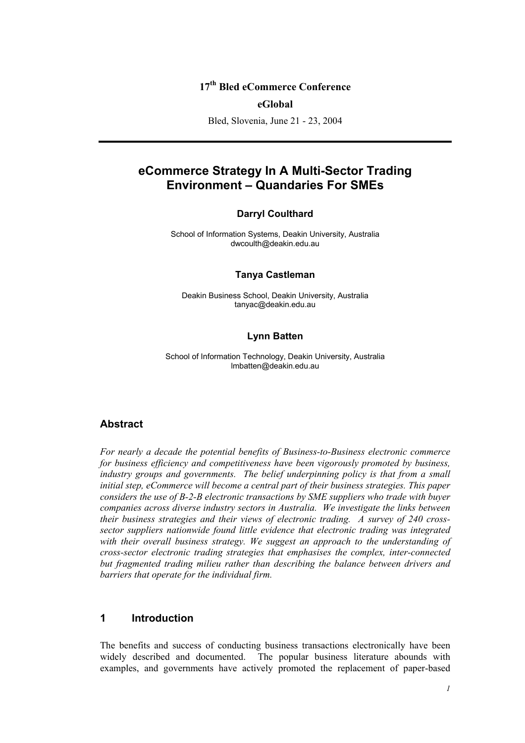17th Bled eCommerce Conference

**eGlobal**

Bled, Slovenia, June 21 - 23, 2004

---

# eCommerce Strategy In A Multi-Sector Trading Environment – Quandaries For SMEs

**Darryl Coulthard**

School of Information Systems, Deakin University, Australia
dwcoulth@deakin.edu.au

**Tanya Castleman**

Deakin Business School, Deakin University, Australia
tanyac@deakin.edu.au

**Lynn Batten**

School of Information Technology, Deakin University, Australia
lmbatten@deakin.edu.au

## Abstract

*For nearly a decade the potential benefits of Business-to-Business electronic commerce for business efficiency and competitiveness have been vigorously promoted by business, industry groups and governments. The belief underpinning policy is that from a small initial step, eCommerce will become a central part of their business strategies. This paper considers the use of B-2-B electronic transactions by SME suppliers who trade with buyer companies across diverse industry sectors in Australia. We investigate the links between their business strategies and their views of electronic trading. A survey of 240 cross-sector suppliers nationwide found little evidence that electronic trading was integrated with their overall business strategy. We suggest an approach to the understanding of cross-sector electronic trading strategies that emphasises the complex, inter-connected but fragmented trading milieu rather than describing the balance between drivers and barriers that operate for the individual firm.*

## 1 Introduction

The benefits and success of conducting business transactions electronically have been widely described and documented. The popular business literature abounds with examples, and governments have actively promoted the replacement of paper-based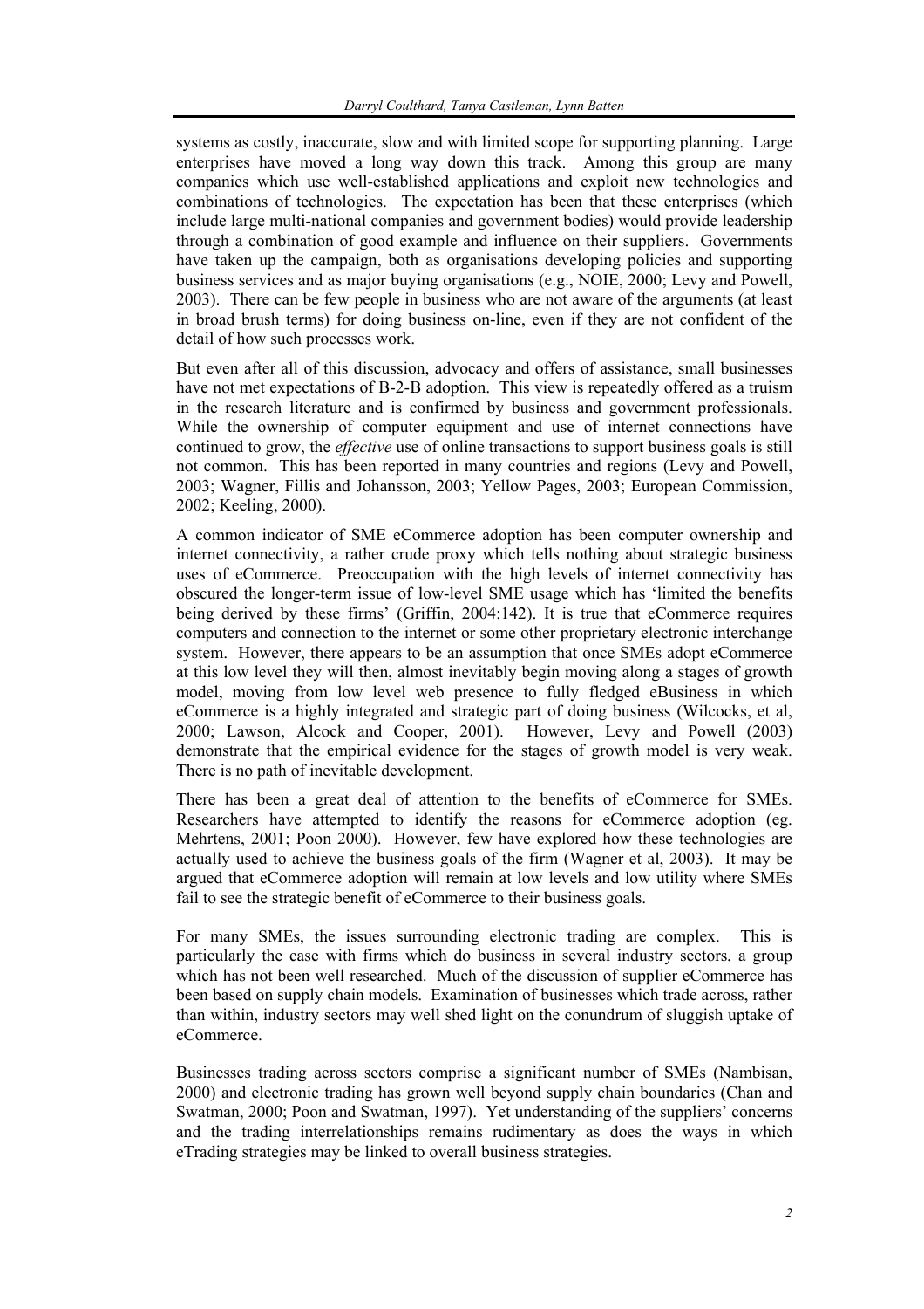systems as costly, inaccurate, slow and with limited scope for supporting planning. Large enterprises have moved a long way down this track. Among this group are many companies which use well-established applications and exploit new technologies and combinations of technologies. The expectation has been that these enterprises (which include large multi-national companies and government bodies) would provide leadership through a combination of good example and influence on their suppliers. Governments have taken up the campaign, both as organisations developing policies and supporting business services and as major buying organisations (e.g., NOIE, 2000; Levy and Powell, 2003). There can be few people in business who are not aware of the arguments (at least in broad brush terms) for doing business on-line, even if they are not confident of the detail of how such processes work.

But even after all of this discussion, advocacy and offers of assistance, small businesses have not met expectations of B-2-B adoption. This view is repeatedly offered as a truism in the research literature and is confirmed by business and government professionals. While the ownership of computer equipment and use of internet connections have continued to grow, the *effective* use of online transactions to support business goals is still not common. This has been reported in many countries and regions (Levy and Powell, 2003; Wagner, Fillis and Johansson, 2003; Yellow Pages, 2003; European Commission, 2002; Keeling, 2000).

A common indicator of SME eCommerce adoption has been computer ownership and internet connectivity, a rather crude proxy which tells nothing about strategic business uses of eCommerce. Preoccupation with the high levels of internet connectivity has obscured the longer-term issue of low-level SME usage which has 'limited the benefits being derived by these firms' (Griffin, 2004:142). It is true that eCommerce requires computers and connection to the internet or some other proprietary electronic interchange system. However, there appears to be an assumption that once SMEs adopt eCommerce at this low level they will then, almost inevitably begin moving along a stages of growth model, moving from low level web presence to fully fledged eBusiness in which eCommerce is a highly integrated and strategic part of doing business (Wilcocks, et al, 2000; Lawson, Alcock and Cooper, 2001). However, Levy and Powell (2003) demonstrate that the empirical evidence for the stages of growth model is very weak. There is no path of inevitable development.

There has been a great deal of attention to the benefits of eCommerce for SMEs. Researchers have attempted to identify the reasons for eCommerce adoption (eg. Mehrtens, 2001; Poon 2000). However, few have explored how these technologies are actually used to achieve the business goals of the firm (Wagner et al, 2003). It may be argued that eCommerce adoption will remain at low levels and low utility where SMEs fail to see the strategic benefit of eCommerce to their business goals.

For many SMEs, the issues surrounding electronic trading are complex. This is particularly the case with firms which do business in several industry sectors, a group which has not been well researched. Much of the discussion of supplier eCommerce has been based on supply chain models. Examination of businesses which trade across, rather than within, industry sectors may well shed light on the conundrum of sluggish uptake of eCommerce.

Businesses trading across sectors comprise a significant number of SMEs (Nambisan, 2000) and electronic trading has grown well beyond supply chain boundaries (Chan and Swatman, 2000; Poon and Swatman, 1997). Yet understanding of the suppliers' concerns and the trading interrelationships remains rudimentary as does the ways in which eTrading strategies may be linked to overall business strategies.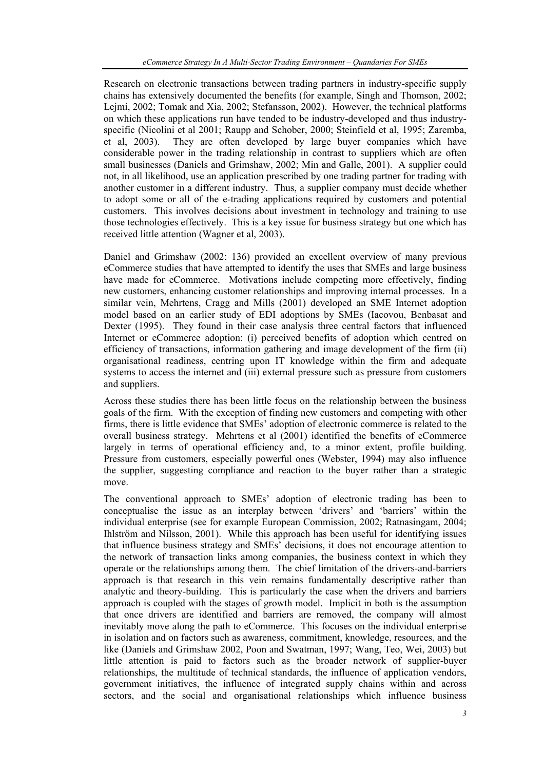Research on electronic transactions between trading partners in industry-specific supply chains has extensively documented the benefits (for example, Singh and Thomson, 2002; Lejmi, 2002; Tomak and Xia, 2002; Stefansson, 2002). However, the technical platforms on which these applications run have tended to be industry-developed and thus industry-specific (Nicolini et al 2001; Raupp and Schober, 2000; Steinfield et al, 1995; Zaremba, et al, 2003). They are often developed by large buyer companies which have considerable power in the trading relationship in contrast to suppliers which are often small businesses (Daniels and Grimshaw, 2002; Min and Galle, 2001). A supplier could not, in all likelihood, use an application prescribed by one trading partner for trading with another customer in a different industry. Thus, a supplier company must decide whether to adopt some or all of the e-trading applications required by customers and potential customers. This involves decisions about investment in technology and training to use those technologies effectively. This is a key issue for business strategy but one which has received little attention (Wagner et al, 2003).

Daniel and Grimshaw (2002: 136) provided an excellent overview of many previous eCommerce studies that have attempted to identify the uses that SMEs and large business have made for eCommerce. Motivations include competing more effectively, finding new customers, enhancing customer relationships and improving internal processes. In a similar vein, Mehrtens, Cragg and Mills (2001) developed an SME Internet adoption model based on an earlier study of EDI adoptions by SMEs (Iacovou, Benbasat and Dexter (1995). They found in their case analysis three central factors that influenced Internet or eCommerce adoption: (i) perceived benefits of adoption which centred on efficiency of transactions, information gathering and image development of the firm (ii) organisational readiness, centring upon IT knowledge within the firm and adequate systems to access the internet and (iii) external pressure such as pressure from customers and suppliers.

Across these studies there has been little focus on the relationship between the business goals of the firm. With the exception of finding new customers and competing with other firms, there is little evidence that SMEs' adoption of electronic commerce is related to the overall business strategy. Mehrtens et al (2001) identified the benefits of eCommerce largely in terms of operational efficiency and, to a minor extent, profile building. Pressure from customers, especially powerful ones (Webster, 1994) may also influence the supplier, suggesting compliance and reaction to the buyer rather than a strategic move.

The conventional approach to SMEs' adoption of electronic trading has been to conceptualise the issue as an interplay between 'drivers' and 'barriers' within the individual enterprise (see for example European Commission, 2002; Ratnasingam, 2004; Ihlström and Nilsson, 2001). While this approach has been useful for identifying issues that influence business strategy and SMEs' decisions, it does not encourage attention to the network of transaction links among companies, the business context in which they operate or the relationships among them. The chief limitation of the drivers-and-barriers approach is that research in this vein remains fundamentally descriptive rather than analytic and theory-building. This is particularly the case when the drivers and barriers approach is coupled with the stages of growth model. Implicit in both is the assumption that once drivers are identified and barriers are removed, the company will almost inevitably move along the path to eCommerce. This focuses on the individual enterprise in isolation and on factors such as awareness, commitment, knowledge, resources, and the like (Daniels and Grimshaw 2002, Poon and Swatman, 1997; Wang, Teo, Wei, 2003) but little attention is paid to factors such as the broader network of supplier-buyer relationships, the multitude of technical standards, the influence of application vendors, government initiatives, the influence of integrated supply chains within and across sectors, and the social and organisational relationships which influence business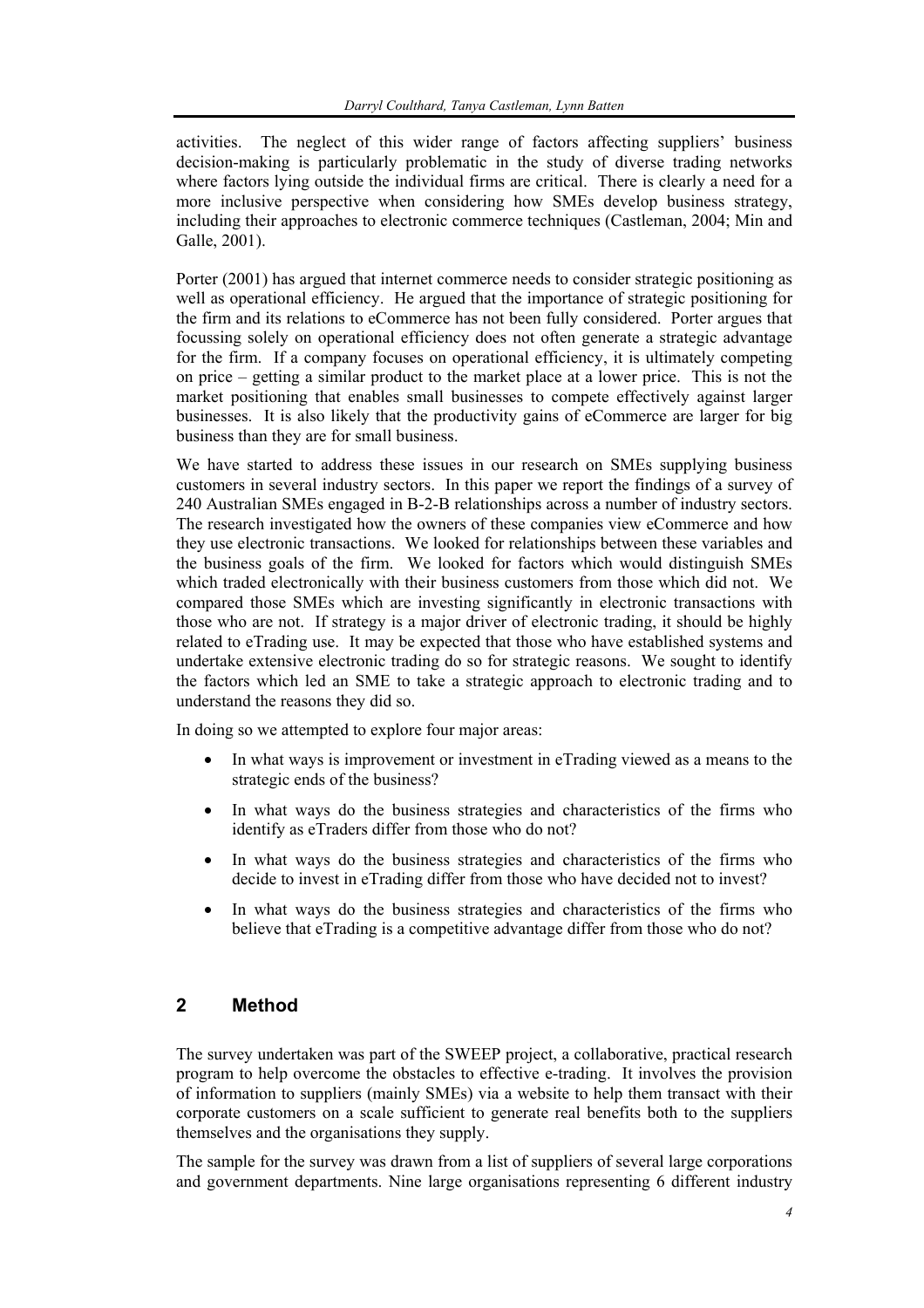activities. The neglect of this wider range of factors affecting suppliers' business decision-making is particularly problematic in the study of diverse trading networks where factors lying outside the individual firms are critical. There is clearly a need for a more inclusive perspective when considering how SMEs develop business strategy, including their approaches to electronic commerce techniques (Castleman, 2004; Min and Galle, 2001).

Porter (2001) has argued that internet commerce needs to consider strategic positioning as well as operational efficiency. He argued that the importance of strategic positioning for the firm and its relations to eCommerce has not been fully considered. Porter argues that focussing solely on operational efficiency does not often generate a strategic advantage for the firm. If a company focuses on operational efficiency, it is ultimately competing on price – getting a similar product to the market place at a lower price. This is not the market positioning that enables small businesses to compete effectively against larger businesses. It is also likely that the productivity gains of eCommerce are larger for big business than they are for small business.

We have started to address these issues in our research on SMEs supplying business customers in several industry sectors. In this paper we report the findings of a survey of 240 Australian SMEs engaged in B-2-B relationships across a number of industry sectors. The research investigated how the owners of these companies view eCommerce and how they use electronic transactions. We looked for relationships between these variables and the business goals of the firm. We looked for factors which would distinguish SMEs which traded electronically with their business customers from those which did not. We compared those SMEs which are investing significantly in electronic transactions with those who are not. If strategy is a major driver of electronic trading, it should be highly related to eTrading use. It may be expected that those who have established systems and undertake extensive electronic trading do so for strategic reasons. We sought to identify the factors which led an SME to take a strategic approach to electronic trading and to understand the reasons they did so.

In doing so we attempted to explore four major areas:

- In what ways is improvement or investment in eTrading viewed as a means to the strategic ends of the business?
- In what ways do the business strategies and characteristics of the firms who identify as eTraders differ from those who do not?
- In what ways do the business strategies and characteristics of the firms who decide to invest in eTrading differ from those who have decided not to invest?
- In what ways do the business strategies and characteristics of the firms who believe that eTrading is a competitive advantage differ from those who do not?

## 2 Method

The survey undertaken was part of the SWEEP project, a collaborative, practical research program to help overcome the obstacles to effective e-trading. It involves the provision of information to suppliers (mainly SMEs) via a website to help them transact with their corporate customers on a scale sufficient to generate real benefits both to the suppliers themselves and the organisations they supply.

The sample for the survey was drawn from a list of suppliers of several large corporations and government departments. Nine large organisations representing 6 different industry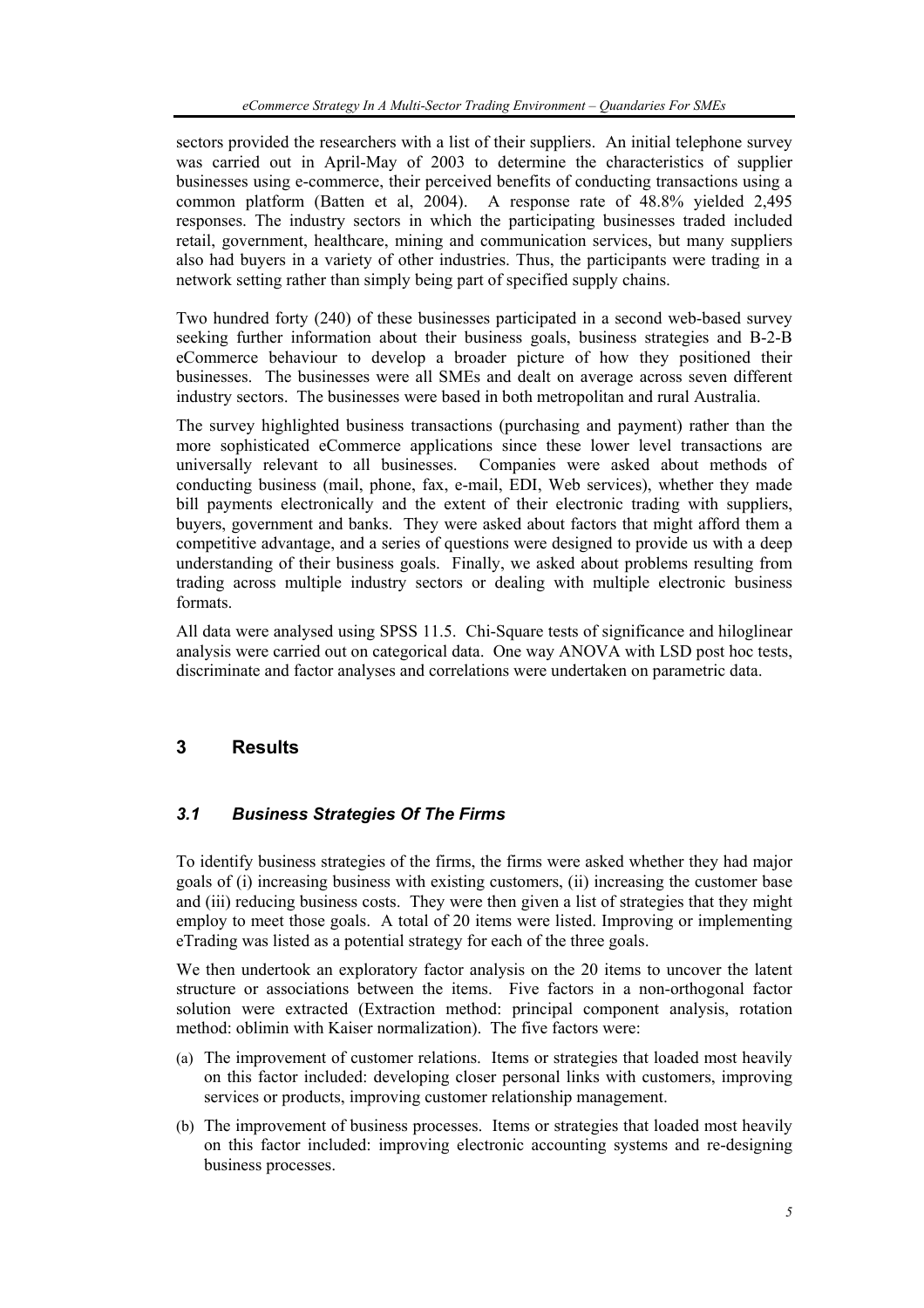sectors provided the researchers with a list of their suppliers. An initial telephone survey was carried out in April-May of 2003 to determine the characteristics of supplier businesses using e-commerce, their perceived benefits of conducting transactions using a common platform (Batten et al, 2004). A response rate of 48.8% yielded 2,495 responses. The industry sectors in which the participating businesses traded included retail, government, healthcare, mining and communication services, but many suppliers also had buyers in a variety of other industries. Thus, the participants were trading in a network setting rather than simply being part of specified supply chains.

Two hundred forty (240) of these businesses participated in a second web-based survey seeking further information about their business goals, business strategies and B-2-B eCommerce behaviour to develop a broader picture of how they positioned their businesses. The businesses were all SMEs and dealt on average across seven different industry sectors. The businesses were based in both metropolitan and rural Australia.

The survey highlighted business transactions (purchasing and payment) rather than the more sophisticated eCommerce applications since these lower level transactions are universally relevant to all businesses. Companies were asked about methods of conducting business (mail, phone, fax, e-mail, EDI, Web services), whether they made bill payments electronically and the extent of their electronic trading with suppliers, buyers, government and banks. They were asked about factors that might afford them a competitive advantage, and a series of questions were designed to provide us with a deep understanding of their business goals. Finally, we asked about problems resulting from trading across multiple industry sectors or dealing with multiple electronic business formats.

All data were analysed using SPSS 11.5. Chi-Square tests of significance and hiloglinear analysis were carried out on categorical data. One way ANOVA with LSD post hoc tests, discriminate and factor analyses and correlations were undertaken on parametric data.

## 3 Results

### 3.1 Business Strategies Of The Firms

To identify business strategies of the firms, the firms were asked whether they had major goals of (i) increasing business with existing customers, (ii) increasing the customer base and (iii) reducing business costs. They were then given a list of strategies that they might employ to meet those goals. A total of 20 items were listed. Improving or implementing eTrading was listed as a potential strategy for each of the three goals.

We then undertook an exploratory factor analysis on the 20 items to uncover the latent structure or associations between the items. Five factors in a non-orthogonal factor solution were extracted (Extraction method: principal component analysis, rotation method: oblimin with Kaiser normalization). The five factors were:

(a) The improvement of customer relations. Items or strategies that loaded most heavily on this factor included: developing closer personal links with customers, improving services or products, improving customer relationship management.

(b) The improvement of business processes. Items or strategies that loaded most heavily on this factor included: improving electronic accounting systems and re-designing business processes.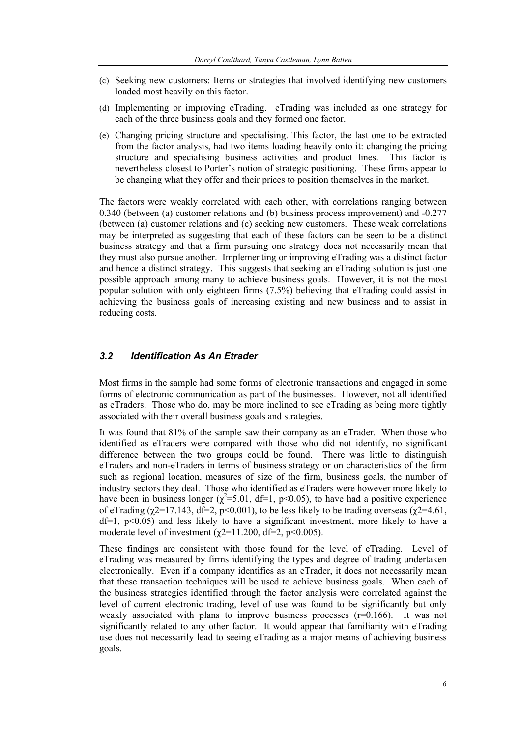(c) Seeking new customers: Items or strategies that involved identifying new customers loaded most heavily on this factor.

(d) Implementing or improving eTrading. eTrading was included as one strategy for each of the three business goals and they formed one factor.

(e) Changing pricing structure and specialising. This factor, the last one to be extracted from the factor analysis, had two items loading heavily onto it: changing the pricing structure and specialising business activities and product lines. This factor is nevertheless closest to Porter's notion of strategic positioning. These firms appear to be changing what they offer and their prices to position themselves in the market.

The factors were weakly correlated with each other, with correlations ranging between 0.340 (between (a) customer relations and (b) business process improvement) and -0.277 (between (a) customer relations and (c) seeking new customers. These weak correlations may be interpreted as suggesting that each of these factors can be seen to be a distinct business strategy and that a firm pursuing one strategy does not necessarily mean that they must also pursue another. Implementing or improving eTrading was a distinct factor and hence a distinct strategy. This suggests that seeking an eTrading solution is just one possible approach among many to achieve business goals. However, it is not the most popular solution with only eighteen firms (7.5%) believing that eTrading could assist in achieving the business goals of increasing existing and new business and to assist in reducing costs.

### *3.2 Identification As An Etrader*

Most firms in the sample had some forms of electronic transactions and engaged in some forms of electronic communication as part of the businesses. However, not all identified as eTraders. Those who do, may be more inclined to see eTrading as being more tightly associated with their overall business goals and strategies.

It was found that 81% of the sample saw their company as an eTrader. When those who identified as eTraders were compared with those who did not identify, no significant difference between the two groups could be found. There was little to distinguish eTraders and non-eTraders in terms of business strategy or on characteristics of the firm such as regional location, measures of size of the firm, business goals, the number of industry sectors they deal. Those who identified as eTraders were however more likely to have been in business longer ($\chi^2$=5.01, df=1, $p<0.05$), to have had a positive experience of eTrading ($\chi 2$=17.143, df=2, $p<0.001$), to be less likely to be trading overseas ($\chi 2$=4.61, df=1, $p<0.05$) and less likely to have a significant investment, more likely to have a moderate level of investment ($\chi 2$=11.200, df=2, $p<0.005$).

These findings are consistent with those found for the level of eTrading. Level of eTrading was measured by firms identifying the types and degree of trading undertaken electronically. Even if a company identifies as an eTrader, it does not necessarily mean that these transaction techniques will be used to achieve business goals. When each of the business strategies identified through the factor analysis were correlated against the level of current electronic trading, level of use was found to be significantly but only weakly associated with plans to improve business processes ($r$=0.166). It was not significantly related to any other factor. It would appear that familiarity with eTrading use does not necessarily lead to seeing eTrading as a major means of achieving business goals.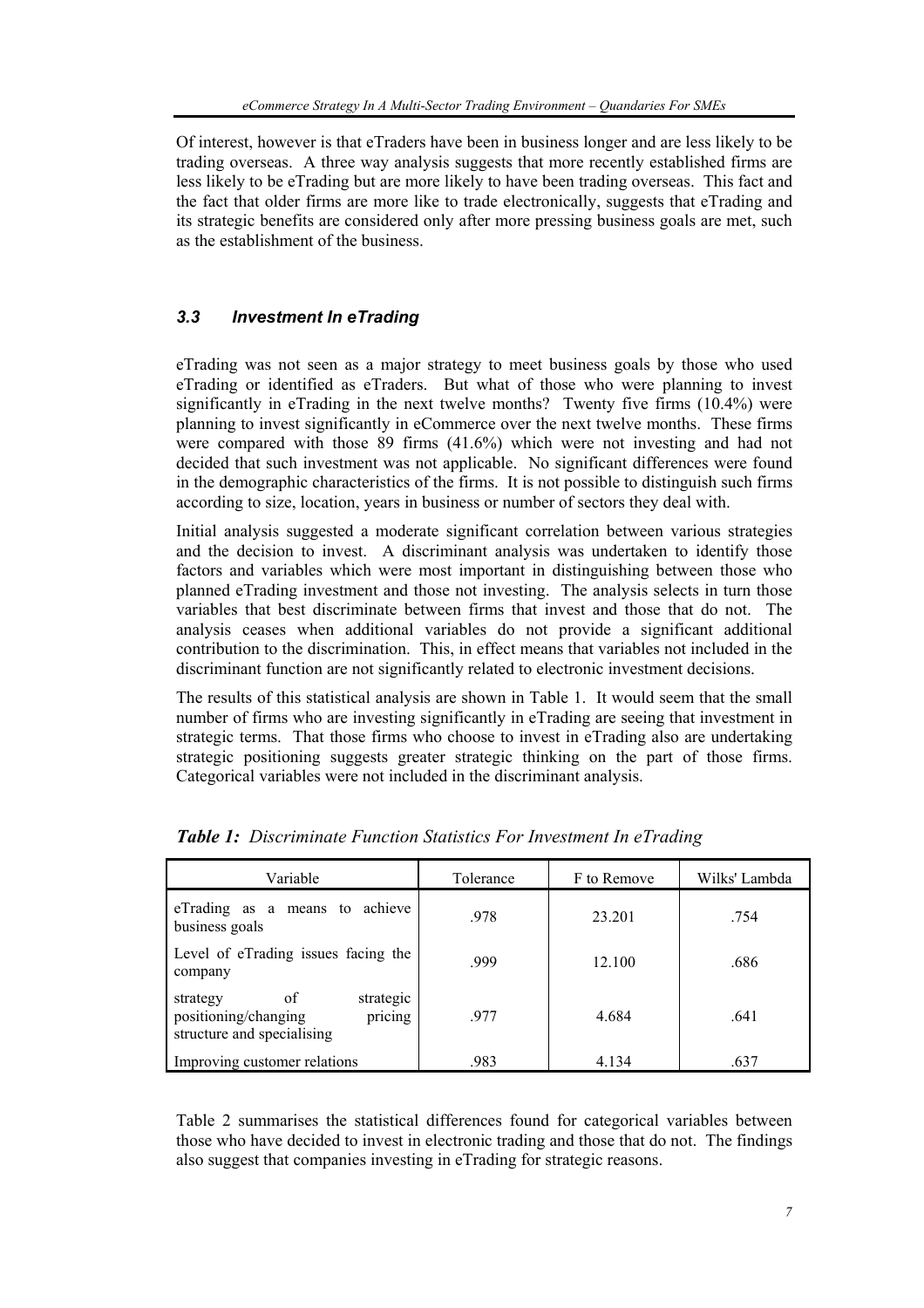Of interest, however is that eTraders have been in business longer and are less likely to be trading overseas. A three way analysis suggests that more recently established firms are less likely to be eTrading but are more likely to have been trading overseas. This fact and the fact that older firms are more like to trade electronically, suggests that eTrading and its strategic benefits are considered only after more pressing business goals are met, such as the establishment of the business.

### *3.3 Investment In eTrading*

eTrading was not seen as a major strategy to meet business goals by those who used eTrading or identified as eTraders. But what of those who were planning to invest significantly in eTrading in the next twelve months? Twenty five firms (10.4%) were planning to invest significantly in eCommerce over the next twelve months. These firms were compared with those 89 firms (41.6%) which were not investing and had not decided that such investment was not applicable. No significant differences were found in the demographic characteristics of the firms. It is not possible to distinguish such firms according to size, location, years in business or number of sectors they deal with.

Initial analysis suggested a moderate significant correlation between various strategies and the decision to invest. A discriminant analysis was undertaken to identify those factors and variables which were most important in distinguishing between those who planned eTrading investment and those not investing. The analysis selects in turn those variables that best discriminate between firms that invest and those that do not. The analysis ceases when additional variables do not provide a significant additional contribution to the discrimination. This, in effect means that variables not included in the discriminant function are not significantly related to electronic investment decisions.

The results of this statistical analysis are shown in Table 1. It would seem that the small number of firms who are investing significantly in eTrading are seeing that investment in strategic terms. That those firms who choose to invest in eTrading also are undertaking strategic positioning suggests greater strategic thinking on the part of those firms. Categorical variables were not included in the discriminant analysis.

***Table 1:*** *Discriminate Function Statistics For Investment In eTrading*

| Variable | Tolerance | F to Remove | Wilks' Lambda |
|---|---|---|---|
| eTrading as a means to achieve business goals | .978 | 23.201 | .754 |
| Level of eTrading issues facing the company | .999 | 12.100 | .686 |
| strategy of strategic positioning/changing pricing structure and specialising | .977 | 4.684 | .641 |
| Improving customer relations | .983 | 4.134 | .637 |

Table 2 summarises the statistical differences found for categorical variables between those who have decided to invest in electronic trading and those that do not. The findings also suggest that companies investing in eTrading for strategic reasons.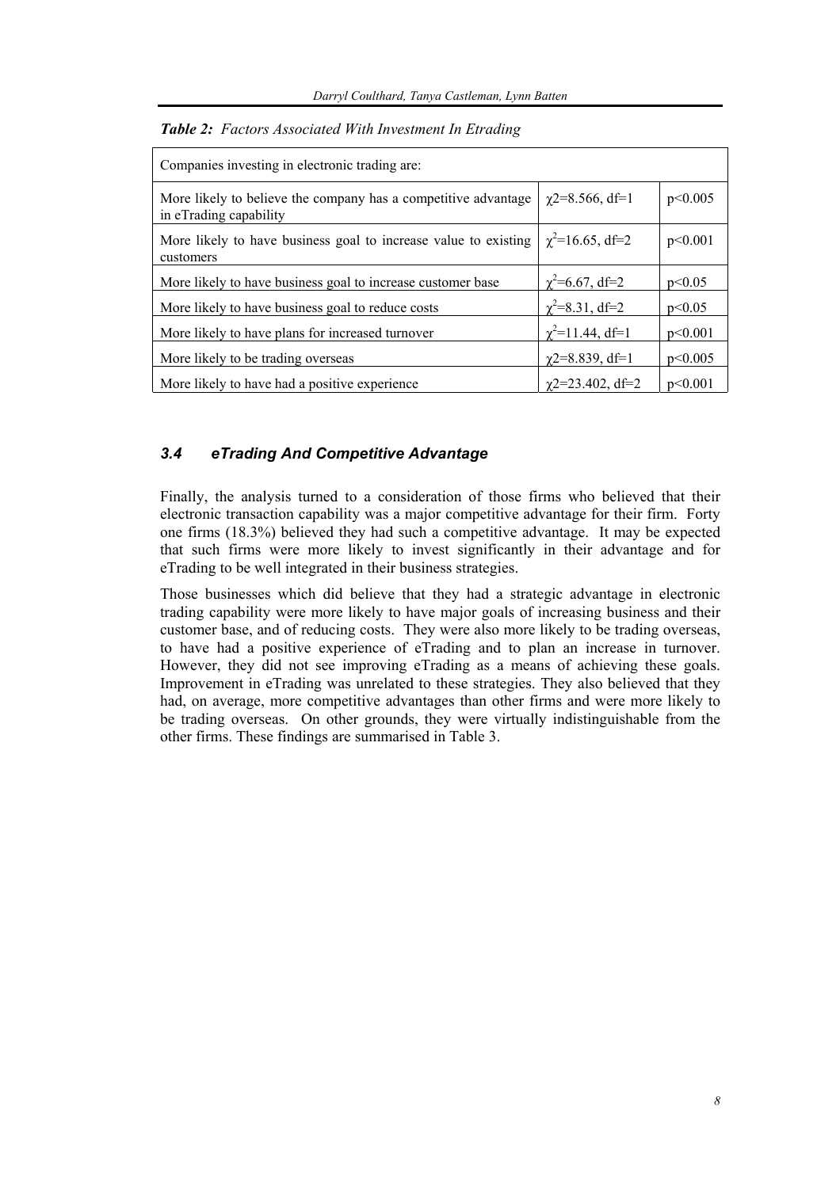***Table 2:*** *Factors Associated With Investment In Etrading*

| Companies investing in electronic trading are: | | |
|---|---|---|
| More likely to believe the company has a competitive advantage in eTrading capability | $\chi2=8.566$, df=1 | $p<0.005$ |
| More likely to have business goal to increase value to existing customers | $\chi^2=16.65$, df=2 | $p<0.001$ |
| More likely to have business goal to increase customer base | $\chi^2=6.67$, df=2 | $p<0.05$ |
| More likely to have business goal to reduce costs | $\chi^2=8.31$, df=2 | $p<0.05$ |
| More likely to have plans for increased turnover | $\chi^2=11.44$, df=1 | $p<0.001$ |
| More likely to be trading overseas | $\chi2=8.839$, df=1 | $p<0.005$ |
| More likely to have had a positive experience | $\chi2=23.402$, df=2 | $p<0.001$ |

### *3.4 eTrading And Competitive Advantage*

Finally, the analysis turned to a consideration of those firms who believed that their electronic transaction capability was a major competitive advantage for their firm. Forty one firms (18.3%) believed they had such a competitive advantage. It may be expected that such firms were more likely to invest significantly in their advantage and for eTrading to be well integrated in their business strategies.

Those businesses which did believe that they had a strategic advantage in electronic trading capability were more likely to have major goals of increasing business and their customer base, and of reducing costs. They were also more likely to be trading overseas, to have had a positive experience of eTrading and to plan an increase in turnover. However, they did not see improving eTrading as a means of achieving these goals. Improvement in eTrading was unrelated to these strategies. They also believed that they had, on average, more competitive advantages than other firms and were more likely to be trading overseas. On other grounds, they were virtually indistinguishable from the other firms. These findings are summarised in Table 3.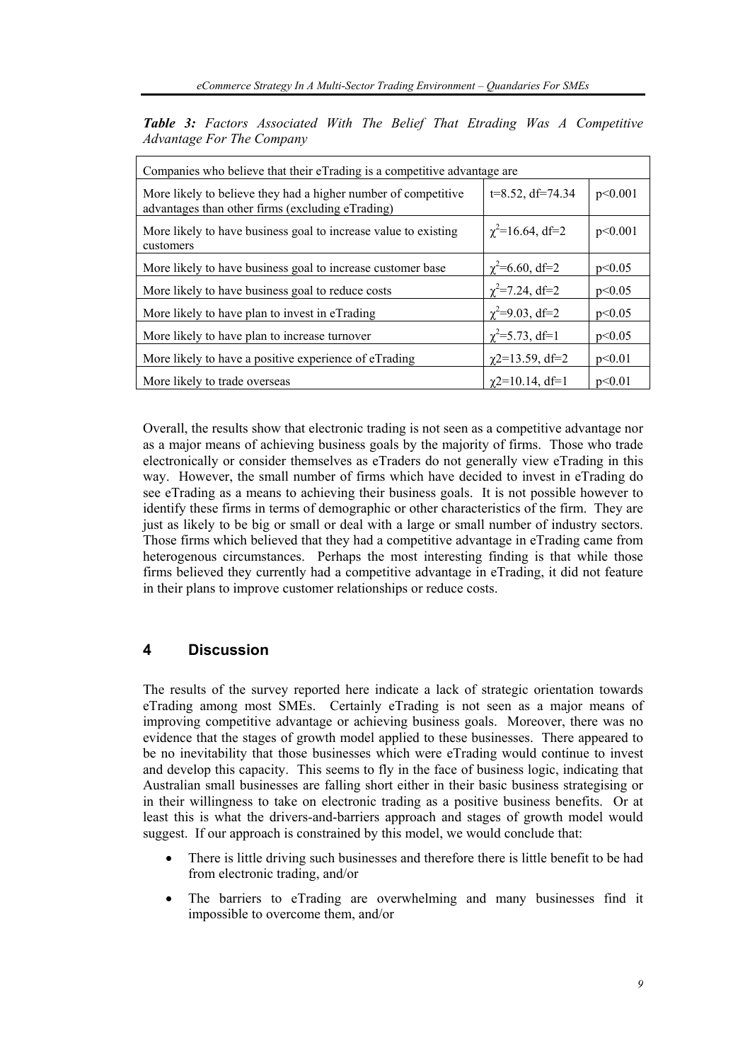***Table 3:** Factors Associated With The Belief That Etrading Was A Competitive Advantage For The Company*

| Companies who believe that their eTrading is a competitive advantage are | | |
|---|---|---|
| More likely to believe they had a higher number of competitive advantages than other firms (excluding eTrading) | $t=8.52$, $df=74.34$ | $p<0.001$ |
| More likely to have business goal to increase value to existing customers | $\chi^2=16.64$, $df=2$ | $p<0.001$ |
| More likely to have business goal to increase customer base | $\chi^2=6.60$, $df=2$ | $p<0.05$ |
| More likely to have business goal to reduce costs | $\chi^2=7.24$, $df=2$ | $p<0.05$ |
| More likely to have plan to invest in eTrading | $\chi^2=9.03$, $df=2$ | $p<0.05$ |
| More likely to have plan to increase turnover | $\chi^2=5.73$, $df=1$ | $p<0.05$ |
| More likely to have a positive experience of eTrading | $\chi2=13.59$, $df=2$ | $p<0.01$ |
| More likely to trade overseas | $\chi2=10.14$, $df=1$ | $p<0.01$ |

Overall, the results show that electronic trading is not seen as a competitive advantage nor as a major means of achieving business goals by the majority of firms. Those who trade electronically or consider themselves as eTraders do not generally view eTrading in this way. However, the small number of firms which have decided to invest in eTrading do see eTrading as a means to achieving their business goals. It is not possible however to identify these firms in terms of demographic or other characteristics of the firm. They are just as likely to be big or small or deal with a large or small number of industry sectors. Those firms which believed that they had a competitive advantage in eTrading came from heterogenous circumstances. Perhaps the most interesting finding is that while those firms believed they currently had a competitive advantage in eTrading, it did not feature in their plans to improve customer relationships or reduce costs.

## 4 Discussion

The results of the survey reported here indicate a lack of strategic orientation towards eTrading among most SMEs. Certainly eTrading is not seen as a major means of improving competitive advantage or achieving business goals. Moreover, there was no evidence that the stages of growth model applied to these businesses. There appeared to be no inevitability that those businesses which were eTrading would continue to invest and develop this capacity. This seems to fly in the face of business logic, indicating that Australian small businesses are falling short either in their basic business strategising or in their willingness to take on electronic trading as a positive business benefits. Or at least this is what the drivers-and-barriers approach and stages of growth model would suggest. If our approach is constrained by this model, we would conclude that:

- There is little driving such businesses and therefore there is little benefit to be had from electronic trading, and/or
- The barriers to eTrading are overwhelming and many businesses find it impossible to overcome them, and/or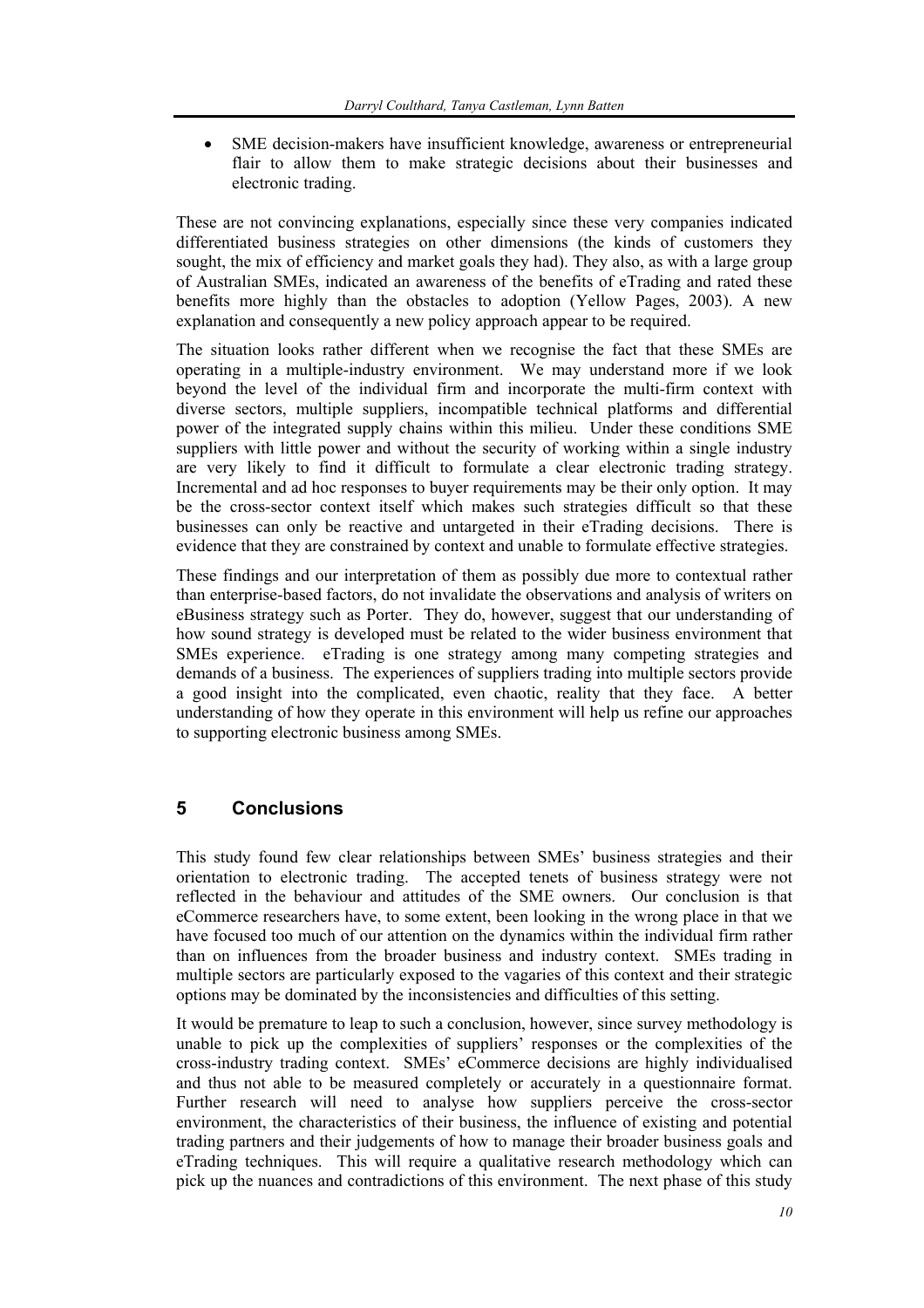- SME decision-makers have insufficient knowledge, awareness or entrepreneurial flair to allow them to make strategic decisions about their businesses and electronic trading.

These are not convincing explanations, especially since these very companies indicated differentiated business strategies on other dimensions (the kinds of customers they sought, the mix of efficiency and market goals they had). They also, as with a large group of Australian SMEs, indicated an awareness of the benefits of eTrading and rated these benefits more highly than the obstacles to adoption (Yellow Pages, 2003). A new explanation and consequently a new policy approach appear to be required.

The situation looks rather different when we recognise the fact that these SMEs are operating in a multiple-industry environment. We may understand more if we look beyond the level of the individual firm and incorporate the multi-firm context with diverse sectors, multiple suppliers, incompatible technical platforms and differential power of the integrated supply chains within this milieu. Under these conditions SME suppliers with little power and without the security of working within a single industry are very likely to find it difficult to formulate a clear electronic trading strategy. Incremental and ad hoc responses to buyer requirements may be their only option. It may be the cross-sector context itself which makes such strategies difficult so that these businesses can only be reactive and untargeted in their eTrading decisions. There is evidence that they are constrained by context and unable to formulate effective strategies.

These findings and our interpretation of them as possibly due more to contextual rather than enterprise-based factors, do not invalidate the observations and analysis of writers on eBusiness strategy such as Porter. They do, however, suggest that our understanding of how sound strategy is developed must be related to the wider business environment that SMEs experience. eTrading is one strategy among many competing strategies and demands of a business. The experiences of suppliers trading into multiple sectors provide a good insight into the complicated, even chaotic, reality that they face. A better understanding of how they operate in this environment will help us refine our approaches to supporting electronic business among SMEs.

## 5 Conclusions

This study found few clear relationships between SMEs' business strategies and their orientation to electronic trading. The accepted tenets of business strategy were not reflected in the behaviour and attitudes of the SME owners. Our conclusion is that eCommerce researchers have, to some extent, been looking in the wrong place in that we have focused too much of our attention on the dynamics within the individual firm rather than on influences from the broader business and industry context. SMEs trading in multiple sectors are particularly exposed to the vagaries of this context and their strategic options may be dominated by the inconsistencies and difficulties of this setting.

It would be premature to leap to such a conclusion, however, since survey methodology is unable to pick up the complexities of suppliers' responses or the complexities of the cross-industry trading context. SMEs' eCommerce decisions are highly individualised and thus not able to be measured completely or accurately in a questionnaire format. Further research will need to analyse how suppliers perceive the cross-sector environment, the characteristics of their business, the influence of existing and potential trading partners and their judgements of how to manage their broader business goals and eTrading techniques. This will require a qualitative research methodology which can pick up the nuances and contradictions of this environment. The next phase of this study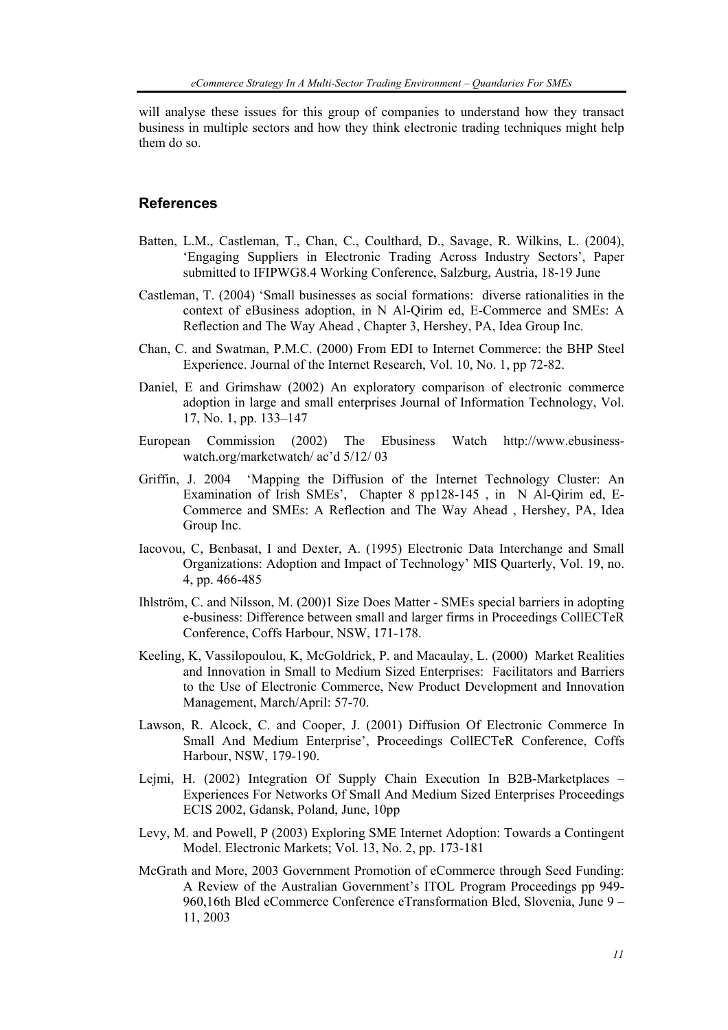will analyse these issues for this group of companies to understand how they transact business in multiple sectors and how they think electronic trading techniques might help them do so.

## References

Batten, L.M., Castleman, T., Chan, C., Coulthard, D., Savage, R. Wilkins, L. (2004), 'Engaging Suppliers in Electronic Trading Across Industry Sectors', Paper submitted to IFIPWG8.4 Working Conference, Salzburg, Austria, 18-19 June

Castleman, T. (2004) 'Small businesses as social formations: diverse rationalities in the context of eBusiness adoption, in N Al-Qirim ed, E-Commerce and SMEs: A Reflection and The Way Ahead , Chapter 3, Hershey, PA, Idea Group Inc.

Chan, C. and Swatman, P.M.C. (2000) From EDI to Internet Commerce: the BHP Steel Experience. Journal of the Internet Research, Vol. 10, No. 1, pp 72-82.

Daniel, E and Grimshaw (2002) An exploratory comparison of electronic commerce adoption in large and small enterprises Journal of Information Technology, Vol. 17, No. 1, pp. 133–147

European Commission (2002) The Ebusiness Watch http://www.ebusiness-watch.org/marketwatch/ ac'd 5/12/ 03

Griffin, J. 2004 'Mapping the Diffusion of the Internet Technology Cluster: An Examination of Irish SMEs', Chapter 8 pp128-145 , in N Al-Qirim ed, E-Commerce and SMEs: A Reflection and The Way Ahead , Hershey, PA, Idea Group Inc.

Iacovou, C, Benbasat, I and Dexter, A. (1995) Electronic Data Interchange and Small Organizations: Adoption and Impact of Technology' MIS Quarterly, Vol. 19, no. 4, pp. 466-485

Ihlström, C. and Nilsson, M. (200)1 Size Does Matter - SMEs special barriers in adopting e-business: Difference between small and larger firms in Proceedings CollECTeR Conference, Coffs Harbour, NSW, 171-178.

Keeling, K, Vassilopoulou, K, McGoldrick, P. and Macaulay, L. (2000) Market Realities and Innovation in Small to Medium Sized Enterprises: Facilitators and Barriers to the Use of Electronic Commerce, New Product Development and Innovation Management, March/April: 57-70.

Lawson, R. Alcock, C. and Cooper, J. (2001) Diffusion Of Electronic Commerce In Small And Medium Enterprise', Proceedings CollECTeR Conference, Coffs Harbour, NSW, 179-190.

Lejmi, H. (2002) Integration Of Supply Chain Execution In B2B-Marketplaces – Experiences For Networks Of Small And Medium Sized Enterprises Proceedings ECIS 2002, Gdansk, Poland, June, 10pp

Levy, M. and Powell, P (2003) Exploring SME Internet Adoption: Towards a Contingent Model. Electronic Markets; Vol. 13, No. 2, pp. 173-181

McGrath and More, 2003 Government Promotion of eCommerce through Seed Funding: A Review of the Australian Government's ITOL Program Proceedings pp 949-960,16th Bled eCommerce Conference eTransformation Bled, Slovenia, June 9 – 11, 2003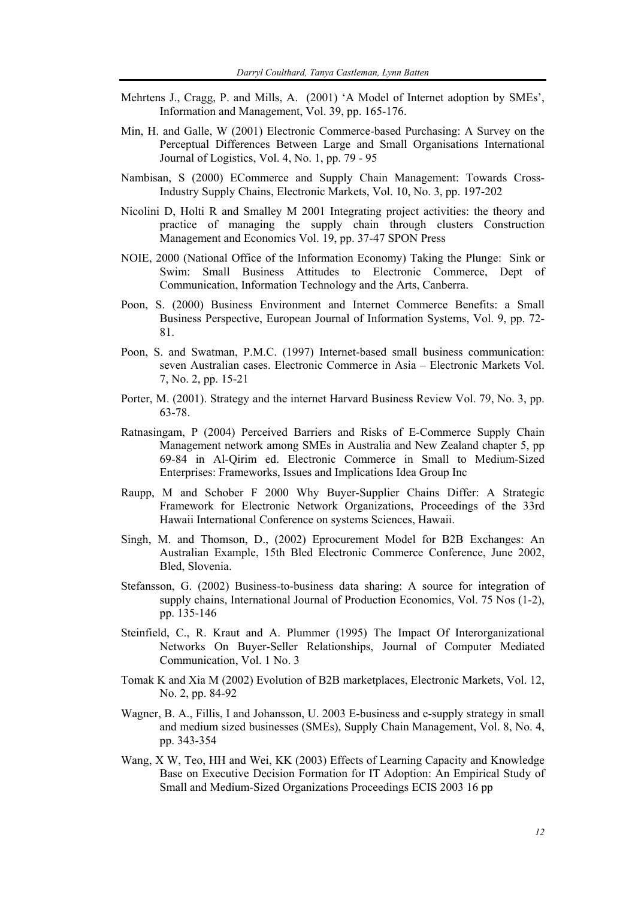Mehrtens J., Cragg, P. and Mills, A. (2001) 'A Model of Internet adoption by SMEs', Information and Management, Vol. 39, pp. 165-176.

Min, H. and Galle, W (2001) Electronic Commerce-based Purchasing: A Survey on the Perceptual Differences Between Large and Small Organisations International Journal of Logistics, Vol. 4, No. 1, pp. 79 - 95

Nambisan, S (2000) ECommerce and Supply Chain Management: Towards Cross-Industry Supply Chains, Electronic Markets, Vol. 10, No. 3, pp. 197-202

Nicolini D, Holti R and Smalley M 2001 Integrating project activities: the theory and practice of managing the supply chain through clusters Construction Management and Economics Vol. 19, pp. 37-47 SPON Press

NOIE, 2000 (National Office of the Information Economy) Taking the Plunge: Sink or Swim: Small Business Attitudes to Electronic Commerce, Dept of Communication, Information Technology and the Arts, Canberra.

Poon, S. (2000) Business Environment and Internet Commerce Benefits: a Small Business Perspective, European Journal of Information Systems, Vol. 9, pp. 72-81.

Poon, S. and Swatman, P.M.C. (1997) Internet-based small business communication: seven Australian cases. Electronic Commerce in Asia – Electronic Markets Vol. 7, No. 2, pp. 15-21

Porter, M. (2001). Strategy and the internet Harvard Business Review Vol. 79, No. 3, pp. 63-78.

Ratnasingam, P (2004) Perceived Barriers and Risks of E-Commerce Supply Chain Management network among SMEs in Australia and New Zealand chapter 5, pp 69-84 in Al-Qirim ed. Electronic Commerce in Small to Medium-Sized Enterprises: Frameworks, Issues and Implications Idea Group Inc

Raupp, M and Schober F 2000 Why Buyer-Supplier Chains Differ: A Strategic Framework for Electronic Network Organizations, Proceedings of the 33rd Hawaii International Conference on systems Sciences, Hawaii.

Singh, M. and Thomson, D., (2002) Eprocurement Model for B2B Exchanges: An Australian Example, 15th Bled Electronic Commerce Conference, June 2002, Bled, Slovenia.

Stefansson, G. (2002) Business-to-business data sharing: A source for integration of supply chains, International Journal of Production Economics, Vol. 75 Nos (1-2), pp. 135-146

Steinfield, C., R. Kraut and A. Plummer (1995) The Impact Of Interorganizational Networks On Buyer-Seller Relationships, Journal of Computer Mediated Communication, Vol. 1 No. 3

Tomak K and Xia M (2002) Evolution of B2B marketplaces, Electronic Markets, Vol. 12, No. 2, pp. 84-92

Wagner, B. A., Fillis, I and Johansson, U. 2003 E-business and e-supply strategy in small and medium sized businesses (SMEs), Supply Chain Management, Vol. 8, No. 4, pp. 343-354

Wang, X W, Teo, HH and Wei, KK (2003) Effects of Learning Capacity and Knowledge Base on Executive Decision Formation for IT Adoption: An Empirical Study of Small and Medium-Sized Organizations Proceedings ECIS 2003 16 pp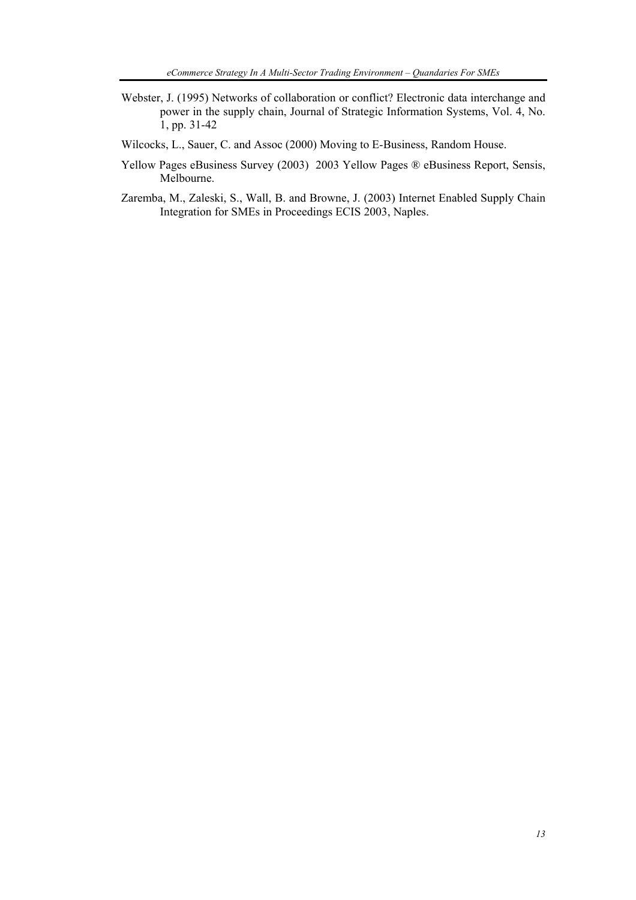Webster, J. (1995) Networks of collaboration or conflict? Electronic data interchange and power in the supply chain, Journal of Strategic Information Systems, Vol. 4, No. 1, pp. 31-42

Wilcocks, L., Sauer, C. and Assoc (2000) Moving to E-Business, Random House.

Yellow Pages eBusiness Survey (2003) 2003 Yellow Pages ® eBusiness Report, Sensis, Melbourne.

Zaremba, M., Zaleski, S., Wall, B. and Browne, J. (2003) Internet Enabled Supply Chain Integration for SMEs in Proceedings ECIS 2003, Naples.